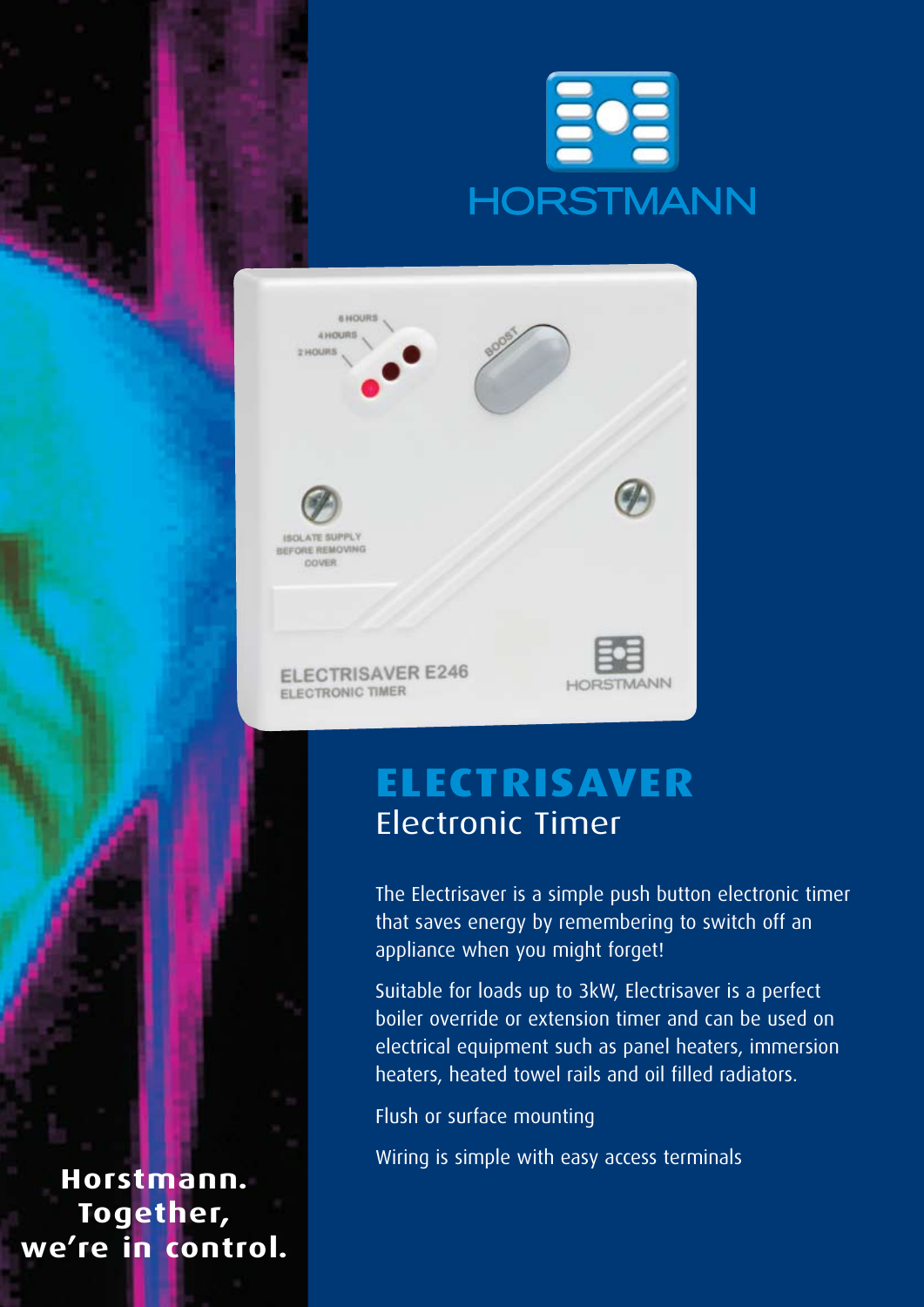HORSTMANN

# ELECTRISAVER

## Electronic Timer

The Electrisaver is a simple push button electronic timer that saves energy by remembering to switch off an appliance when you might forget!

Suitable for loads up to 3kW, Electrisaver is a perfect boiler override or extension timer and can be used on electrical equipment such as panel heaters, immersion heaters, heated towel rails and oil filled radiators.

Flush or surface mounting

Wiring is simple with easy access terminals

**Horstmann. Together, we're in control.**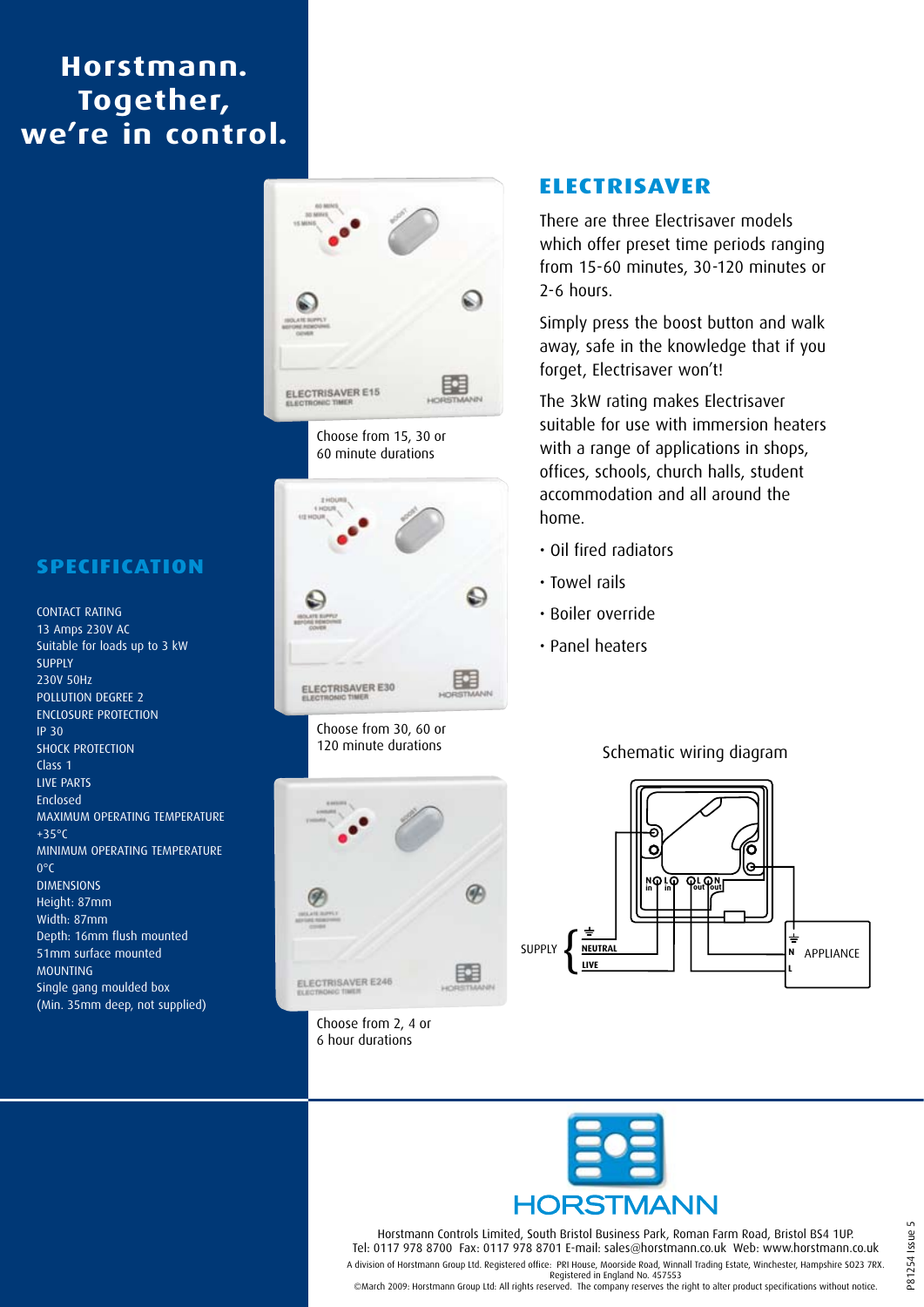# Horstmann. Together, we're in control.

## SPECIFICATION

CONTACT RATING
13 Amps 230V AC
Suitable for loads up to 3 kW
SUPPLY
230V 50Hz
POLLUTION DEGREE 2
ENCLOSURE PROTECTION
IP 30
SHOCK PROTECTION
Class 1
LIVE PARTS
Enclosed
MAXIMUM OPERATING TEMPERATURE
+35°C
MINIMUM OPERATING TEMPERATURE
0°C
DIMENSIONS
Height: 87mm
Width: 87mm
Depth: 16mm flush mounted
51mm surface mounted
MOUNTING
Single gang moulded box
(Min. 35mm deep, not supplied)

Choose from 15, 30 or 60 minute durations

Choose from 30, 60 or 120 minute durations

Choose from 2, 4 or 6 hour durations

## ELECTRISAVER

There are three Electrisaver models which offer preset time periods ranging from 15-60 minutes, 30-120 minutes or 2-6 hours.

Simply press the boost button and walk away, safe in the knowledge that if you forget, Electrisaver won't!

The 3kW rating makes Electrisaver suitable for use with immersion heaters with a range of applications in shops, offices, schools, church halls, student accommodation and all around the home.

- Oil fired radiators
- Towel rails
- Boiler override
- Panel heaters

Schematic wiring diagram

N in
L in
L out
N out
SUPPLY
NEUTRAL
LIVE
N
L
APPLIANCE

HORSTMANN

Horstmann Controls Limited, South Bristol Business Park, Roman Farm Road, Bristol BS4 1UP.
Tel: 0117 978 8700 Fax: 0117 978 8701 E-mail: sales@horstmann.co.uk Web: www.horstmann.co.uk
A division of Horstmann Group Ltd. Registered office: PRI House, Moorside Road, Winnall Trading Estate, Winchester, Hampshire SO23 7RX.
Registered in England No. 457553
©March 2009: Horstmann Group Ltd: All rights reserved. The company reserves the right to alter product specifications without notice.

P81254 Issue 5